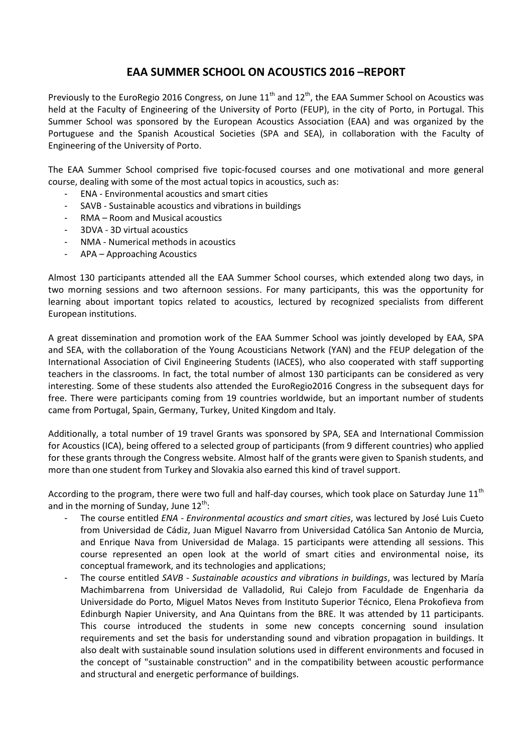# EAA SUMMER SCHOOL ON ACOUSTICS 2016 –REPORT

Previously to the EuroRegio 2016 Congress, on June 11$^{th}$ and 12$^{th}$, the EAA Summer School on Acoustics was held at the Faculty of Engineering of the University of Porto (FEUP), in the city of Porto, in Portugal. This Summer School was sponsored by the European Acoustics Association (EAA) and was organized by the Portuguese and the Spanish Acoustical Societies (SPA and SEA), in collaboration with the Faculty of Engineering of the University of Porto.

The EAA Summer School comprised five topic-focused courses and one motivational and more general course, dealing with some of the most actual topics in acoustics, such as:

- ENA - Environmental acoustics and smart cities
- SAVB - Sustainable acoustics and vibrations in buildings
- RMA – Room and Musical acoustics
- 3DVA - 3D virtual acoustics
- NMA - Numerical methods in acoustics
- APA – Approaching Acoustics

Almost 130 participants attended all the EAA Summer School courses, which extended along two days, in two morning sessions and two afternoon sessions. For many participants, this was the opportunity for learning about important topics related to acoustics, lectured by recognized specialists from different European institutions.

A great dissemination and promotion work of the EAA Summer School was jointly developed by EAA, SPA and SEA, with the collaboration of the Young Acousticians Network (YAN) and the FEUP delegation of the International Association of Civil Engineering Students (IACES), who also cooperated with staff supporting teachers in the classrooms. In fact, the total number of almost 130 participants can be considered as very interesting. Some of these students also attended the EuroRegio2016 Congress in the subsequent days for free. There were participants coming from 19 countries worldwide, but an important number of students came from Portugal, Spain, Germany, Turkey, United Kingdom and Italy.

Additionally, a total number of 19 travel Grants was sponsored by SPA, SEA and International Commission for Acoustics (ICA), being offered to a selected group of participants (from 9 different countries) who applied for these grants through the Congress website. Almost half of the grants were given to Spanish students, and more than one student from Turkey and Slovakia also earned this kind of travel support.

According to the program, there were two full and half-day courses, which took place on Saturday June 11$^{th}$ and in the morning of Sunday, June 12$^{th}$:

- The course entitled *ENA - Environmental acoustics and smart cities*, was lectured by José Luis Cueto from Universidad de Cádiz, Juan Miguel Navarro from Universidad Católica San Antonio de Murcia, and Enrique Nava from Universidad de Malaga. 15 participants were attending all sessions. This course represented an open look at the world of smart cities and environmental noise, its conceptual framework, and its technologies and applications;
- The course entitled *SAVB - Sustainable acoustics and vibrations in buildings*, was lectured by María Machimbarrena from Universidad de Valladolid, Rui Calejo from Faculdade de Engenharia da Universidade do Porto, Miguel Matos Neves from Instituto Superior Técnico, Elena Prokofieva from Edinburgh Napier University, and Ana Quintans from the BRE. It was attended by 11 participants. This course introduced the students in some new concepts concerning sound insulation requirements and set the basis for understanding sound and vibration propagation in buildings. It also dealt with sustainable sound insulation solutions used in different environments and focused in the concept of "sustainable construction" and in the compatibility between acoustic performance and structural and energetic performance of buildings.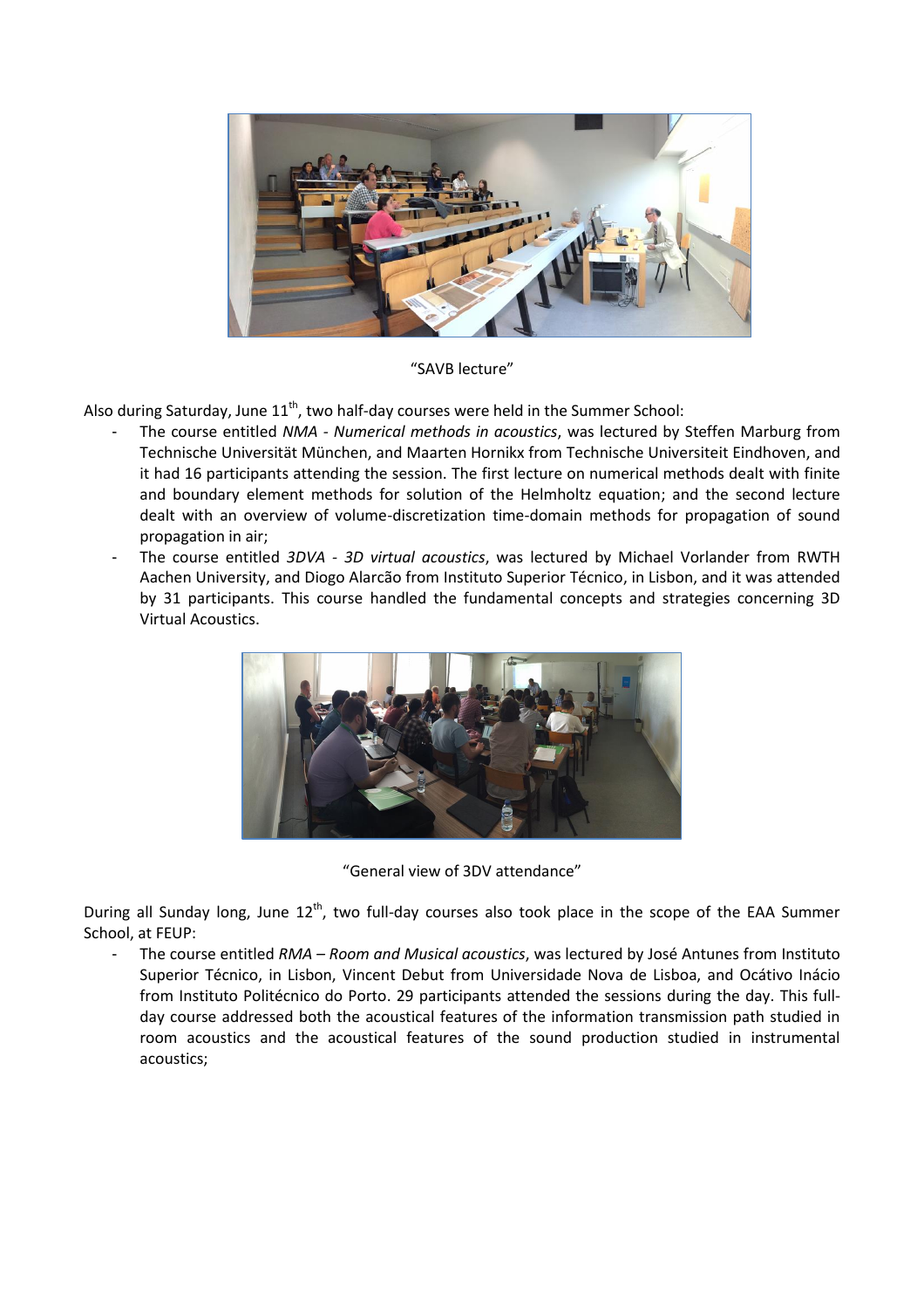“SAVB lecture”

Also during Saturday, June 11th, two half-day courses were held in the Summer School:

- The course entitled *NMA - Numerical methods in acoustics*, was lectured by Steffen Marburg from Technische Universität München, and Maarten Hornikx from Technische Universiteit Eindhoven, and it had 16 participants attending the session. The first lecture on numerical methods dealt with finite and boundary element methods for solution of the Helmholtz equation; and the second lecture dealt with an overview of volume-discretization time-domain methods for propagation of sound propagation in air;
- The course entitled *3DVA - 3D virtual acoustics*, was lectured by Michael Vorlander from RWTH Aachen University, and Diogo Alarcão from Instituto Superior Técnico, in Lisbon, and it was attended by 31 participants. This course handled the fundamental concepts and strategies concerning 3D Virtual Acoustics.

“General view of 3DV attendance”

During all Sunday long, June 12th, two full-day courses also took place in the scope of the EAA Summer School, at FEUP:

- The course entitled *RMA – Room and Musical acoustics*, was lectured by José Antunes from Instituto Superior Técnico, in Lisbon, Vincent Debut from Universidade Nova de Lisboa, and Ocátivo Inácio from Instituto Politécnico do Porto. 29 participants attended the sessions during the day. This full-day course addressed both the acoustical features of the information transmission path studied in room acoustics and the acoustical features of the sound production studied in instrumental acoustics;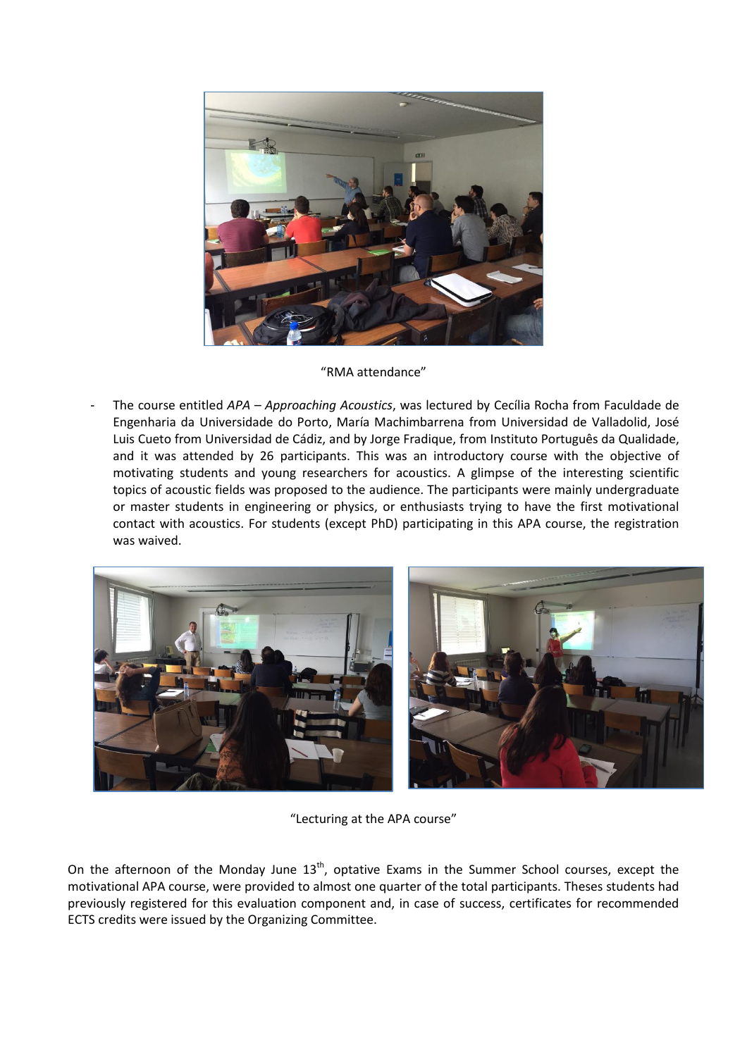"RMA attendance"

- The course entitled *APA – Approaching Acoustics*, was lectured by Cecília Rocha from Faculdade de Engenharia da Universidade do Porto, María Machimbarrena from Universidad de Valladolid, José Luis Cueto from Universidad de Cádiz, and by Jorge Fradique, from Instituto Português da Qualidade, and it was attended by 26 participants. This was an introductory course with the objective of motivating students and young researchers for acoustics. A glimpse of the interesting scientific topics of acoustic fields was proposed to the audience. The participants were mainly undergraduate or master students in engineering or physics, or enthusiasts trying to have the first motivational contact with acoustics. For students (except PhD) participating in this APA course, the registration was waived.

"Lecturing at the APA course"

On the afternoon of the Monday June 13th, optative Exams in the Summer School courses, except the motivational APA course, were provided to almost one quarter of the total participants. Theses students had previously registered for this evaluation component and, in case of success, certificates for recommended ECTS credits were issued by the Organizing Committee.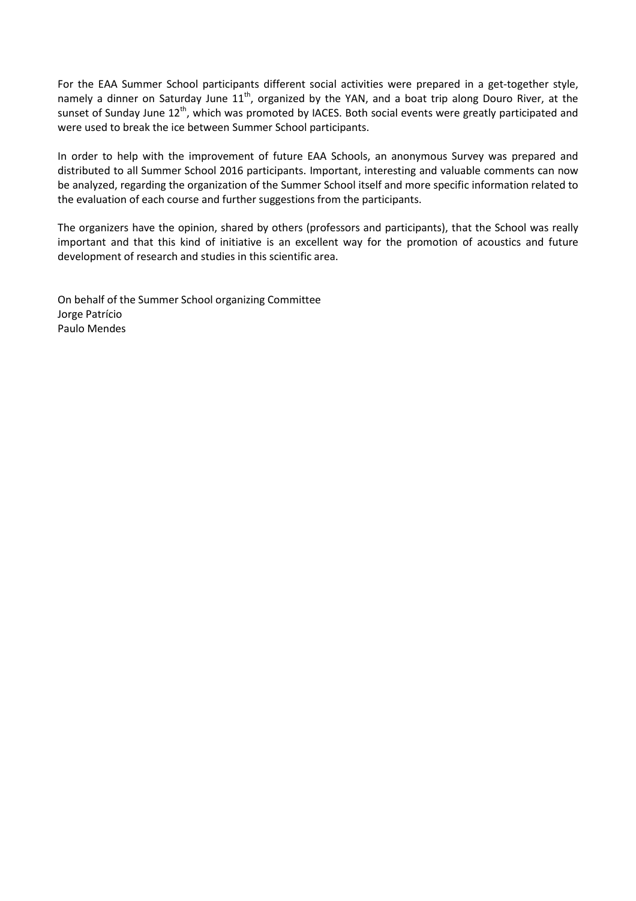For the EAA Summer School participants different social activities were prepared in a get-together style, namely a dinner on Saturday June 11th, organized by the YAN, and a boat trip along Douro River, at the sunset of Sunday June 12th, which was promoted by IACES. Both social events were greatly participated and were used to break the ice between Summer School participants.

In order to help with the improvement of future EAA Schools, an anonymous Survey was prepared and distributed to all Summer School 2016 participants. Important, interesting and valuable comments can now be analyzed, regarding the organization of the Summer School itself and more specific information related to the evaluation of each course and further suggestions from the participants.

The organizers have the opinion, shared by others (professors and participants), that the School was really important and that this kind of initiative is an excellent way for the promotion of acoustics and future development of research and studies in this scientific area.

On behalf of the Summer School organizing Committee
Jorge Patrício
Paulo Mendes